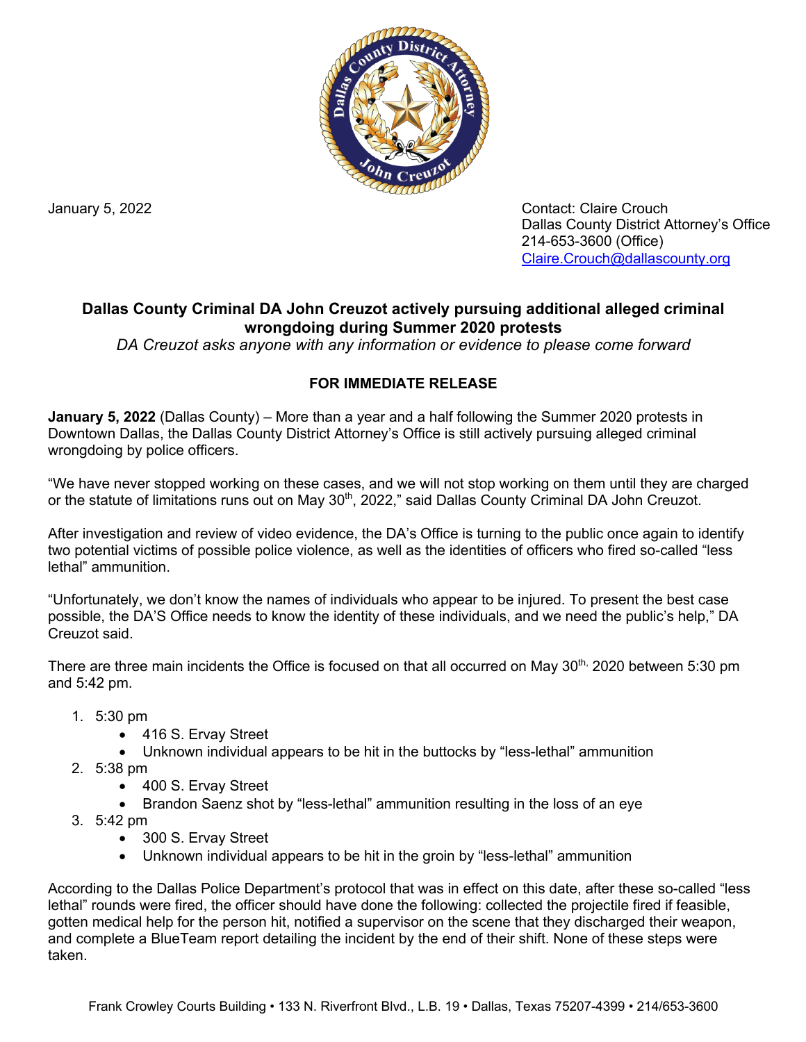January 5, 2022

Contact: Claire Crouch
Dallas County District Attorney's Office
214-653-3600 (Office)
Claire.Crouch@dallascounty.org

## Dallas County Criminal DA John Creuzot actively pursuing additional alleged criminal wrongdoing during Summer 2020 protests

*DA Creuzot asks anyone with any information or evidence to please come forward*

**FOR IMMEDIATE RELEASE**

**January 5, 2022** (Dallas County) – More than a year and a half following the Summer 2020 protests in Downtown Dallas, the Dallas County District Attorney's Office is still actively pursuing alleged criminal wrongdoing by police officers.

"We have never stopped working on these cases, and we will not stop working on them until they are charged or the statute of limitations runs out on May 30th, 2022," said Dallas County Criminal DA John Creuzot.

After investigation and review of video evidence, the DA's Office is turning to the public once again to identify two potential victims of possible police violence, as well as the identities of officers who fired so-called "less lethal" ammunition.

"Unfortunately, we don't know the names of individuals who appear to be injured. To present the best case possible, the DA'S Office needs to know the identity of these individuals, and we need the public's help," DA Creuzot said.

There are three main incidents the Office is focused on that all occurred on May 30th, 2020 between 5:30 pm and 5:42 pm.

1. 5:30 pm
    - 416 S. Ervay Street
    - Unknown individual appears to be hit in the buttocks by "less-lethal" ammunition
2. 5:38 pm
    - 400 S. Ervay Street
    - Brandon Saenz shot by "less-lethal" ammunition resulting in the loss of an eye
3. 5:42 pm
    - 300 S. Ervay Street
    - Unknown individual appears to be hit in the groin by "less-lethal" ammunition

According to the Dallas Police Department's protocol that was in effect on this date, after these so-called "less lethal" rounds were fired, the officer should have done the following: collected the projectile fired if feasible, gotten medical help for the person hit, notified a supervisor on the scene that they discharged their weapon, and complete a BlueTeam report detailing the incident by the end of their shift. None of these steps were taken.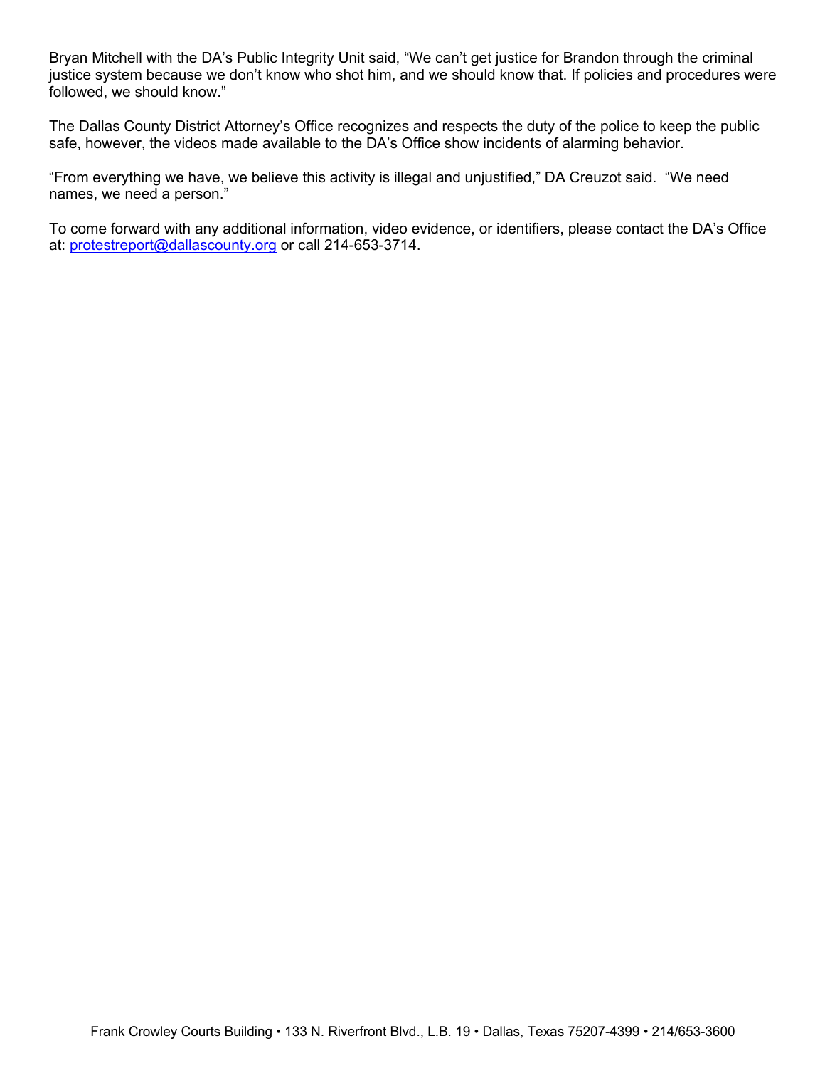Bryan Mitchell with the DA's Public Integrity Unit said, "We can't get justice for Brandon through the criminal justice system because we don't know who shot him, and we should know that. If policies and procedures were followed, we should know."

The Dallas County District Attorney's Office recognizes and respects the duty of the police to keep the public safe, however, the videos made available to the DA's Office show incidents of alarming behavior.

"From everything we have, we believe this activity is illegal and unjustified," DA Creuzot said. "We need names, we need a person."

To come forward with any additional information, video evidence, or identifiers, please contact the DA's Office at: protestreport@dallascounty.org or call 214-653-3714.